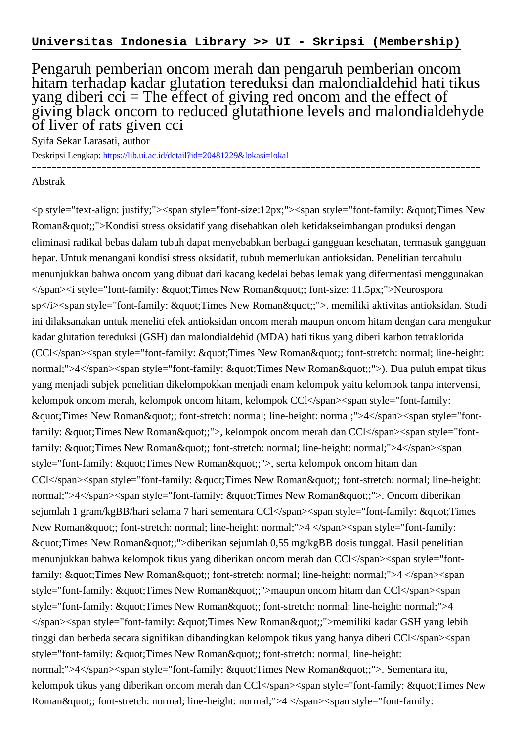**Universitas Indonesia Library >> UI - Skripsi (Membership)**

# Pengaruh pemberian oncom merah dan pengaruh pemberian oncom hitam terhadap kadar glutation tereduksi dan malondialdehid hati tikus yang diberi cci = The effect of giving red oncom and the effect of giving black oncom to reduced glutathione levels and malondialdehyde of liver of rats given cci

Syifa Sekar Larasati, author

Deskripsi Lengkap: https://lib.ui.ac.id/detail?id=20481229&lokasi=lokal

------------------------------------------------------------------------------------------

Abstrak

<p style="text-align: justify;"><span style="font-size:12px;"><span style="font-family: &quot;Times New Roman&quot;;">Kondisi stress oksidatif yang disebabkan oleh ketidakseimbangan produksi dengan eliminasi radikal bebas dalam tubuh dapat menyebabkan berbagai gangguan kesehatan, termasuk gangguan hepar. Untuk menangani kondisi stress oksidatif, tubuh memerlukan antioksidan. Penelitian terdahulu menunjukkan bahwa oncom yang dibuat dari kacang kedelai bebas lemak yang difermentasi menggunakan </span><i style="font-family: &quot;Times New Roman&quot;; font-size: 11.5px;">Neurospora sp</i><span style="font-family: &quot;Times New Roman&quot;;">. memiliki aktivitas antioksidan. Studi ini dilaksanakan untuk meneliti efek antioksidan oncom merah maupun oncom hitam dengan cara mengukur kadar glutation tereduksi (GSH) dan malondialdehid (MDA) hati tikus yang diberi karbon tetraklorida (CCl</span><span style="font-family: &quot;Times New Roman&quot;; font-stretch: normal; line-height: normal;">4</span><span style="font-family: &quot;Times New Roman&quot;;">). Dua puluh empat tikus yang menjadi subjek penelitian dikelompokkan menjadi enam kelompok yaitu kelompok tanpa intervensi, kelompok oncom merah, kelompok oncom hitam, kelompok CCl</span><span style="font-family: &quot;Times New Roman&quot;; font-stretch: normal; line-height: normal;">4</span><span style="font-family: &quot;Times New Roman&quot;;">, kelompok oncom merah dan CCl</span><span style="font-family: &quot;Times New Roman&quot;; font-stretch: normal; line-height: normal;">4</span><span style="font-family: &quot;Times New Roman&quot;;">, serta kelompok oncom hitam dan CCl</span><span style="font-family: &quot;Times New Roman&quot;; font-stretch: normal; line-height: normal;">4</span><span style="font-family: &quot;Times New Roman&quot;;">. Oncom diberikan sejumlah 1 gram/kgBB/hari selama 7 hari sementara CCl</span><span style="font-family: &quot;Times New Roman&quot;; font-stretch: normal; line-height: normal;">4 </span><span style="font-family: &quot;Times New Roman&quot;;">diberikan sejumlah 0,55 mg/kgBB dosis tunggal. Hasil penelitian menunjukkan bahwa kelompok tikus yang diberikan oncom merah dan CCl</span><span style="font-family: &quot;Times New Roman&quot;; font-stretch: normal; line-height: normal;">4 </span><span style="font-family: &quot;Times New Roman&quot;;">maupun oncom hitam dan CCl</span><span style="font-family: &quot;Times New Roman&quot;; font-stretch: normal; line-height: normal;">4 </span><span style="font-family: &quot;Times New Roman&quot;;">memiliki kadar GSH yang lebih tinggi dan berbeda secara signifikan dibandingkan kelompok tikus yang hanya diberi CCl</span><span style="font-family: &quot;Times New Roman&quot;; font-stretch: normal; line-height: normal;">4</span><span style="font-family: &quot;Times New Roman&quot;;">. Sementara itu, kelompok tikus yang diberikan oncom merah dan CCl</span><span style="font-family: &quot;Times New Roman&quot;; font-stretch: normal; line-height: normal;">4 </span><span style="font-family: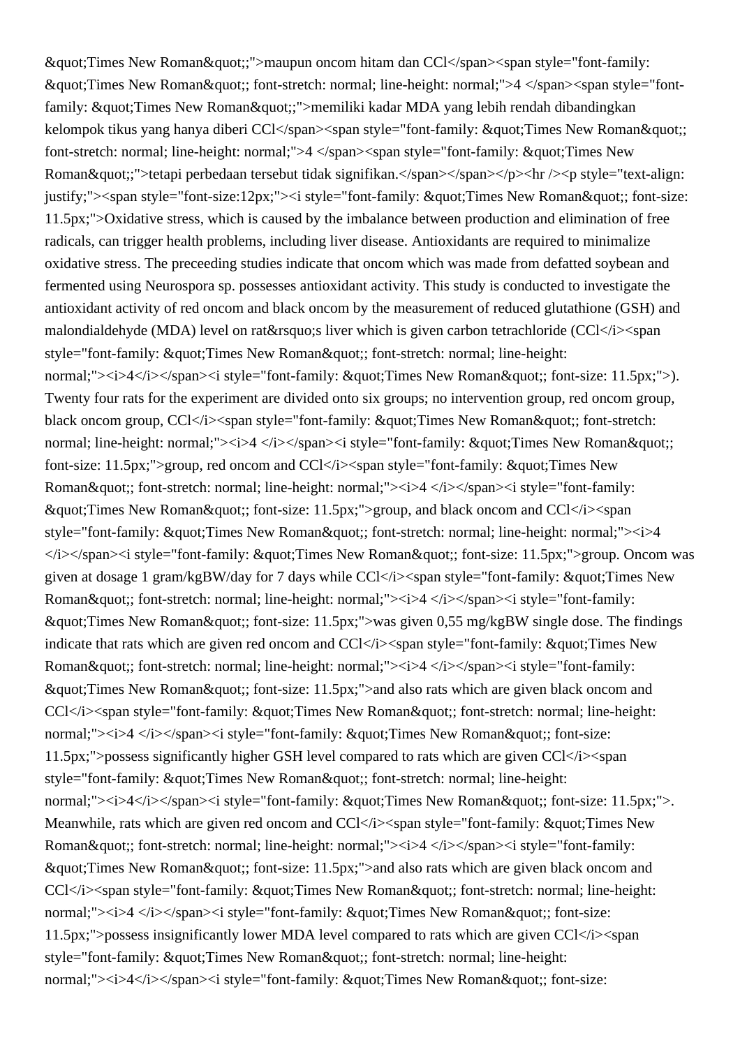&quot;Times New Roman&quot;;">maupun oncom hitam dan CCl</span><span style="font-family: &quot;Times New Roman&quot;; font-stretch: normal; line-height: normal;">4 </span><span style="font-family: &quot;Times New Roman&quot;;">memiliki kadar MDA yang lebih rendah dibandingkan kelompok tikus yang hanya diberi CCl</span><span style="font-family: &quot;Times New Roman&quot;; font-stretch: normal; line-height: normal;">4 </span><span style="font-family: &quot;Times New Roman&quot;;">tetapi perbedaan tersebut tidak signifikan.</span></span></p><hr /><p style="text-align: justify;"><span style="font-size:12px;"><i style="font-family: &quot;Times New Roman&quot;; font-size: 11.5px;">Oxidative stress, which is caused by the imbalance between production and elimination of free radicals, can trigger health problems, including liver disease. Antioxidants are required to minimalize oxidative stress. The preceeding studies indicate that oncom which was made from defatted soybean and fermented using Neurospora sp. possesses antioxidant activity. This study is conducted to investigate the antioxidant activity of red oncom and black oncom by the measurement of reduced glutathione (GSH) and malondialdehyde (MDA) level on rat&rsquo;s liver which is given carbon tetrachloride (CCl</i><span style="font-family: &quot;Times New Roman&quot;; font-stretch: normal; line-height: normal;"><i>4</i></span><i style="font-family: &quot;Times New Roman&quot;; font-size: 11.5px;">). Twenty four rats for the experiment are divided onto six groups; no intervention group, red oncom group, black oncom group, CCl</i><span style="font-family: &quot;Times New Roman&quot;; font-stretch: normal; line-height: normal;"><i>4 </i></span><i style="font-family: &quot;Times New Roman&quot;; font-size: 11.5px;">group, red oncom and CCl</i><span style="font-family: &quot;Times New Roman&quot;; font-stretch: normal; line-height: normal;"><i>4 </i></span><i style="font-family: &quot;Times New Roman&quot;; font-size: 11.5px;">group, and black oncom and CCl</i><span style="font-family: &quot;Times New Roman&quot;; font-stretch: normal; line-height: normal;"><i>4 </i></span><i style="font-family: &quot;Times New Roman&quot;; font-size: 11.5px;">group. Oncom was given at dosage 1 gram/kgBW/day for 7 days while CCl</i><span style="font-family: &quot;Times New Roman&quot;; font-stretch: normal; line-height: normal;"><i>4 </i></span><i style="font-family: &quot;Times New Roman&quot;; font-size: 11.5px;">was given 0,55 mg/kgBW single dose. The findings indicate that rats which are given red oncom and CCl</i><span style="font-family: &quot;Times New Roman&quot;; font-stretch: normal; line-height: normal;"><i>4 </i></span><i style="font-family: &quot;Times New Roman&quot;; font-size: 11.5px;">and also rats which are given black oncom and CCl</i><span style="font-family: &quot;Times New Roman&quot;; font-stretch: normal; line-height: normal;"><i>4 </i></span><i style="font-family: &quot;Times New Roman&quot;; font-size: 11.5px;">possess significantly higher GSH level compared to rats which are given CCl</i><span style="font-family: &quot;Times New Roman&quot;; font-stretch: normal; line-height: normal;"><i>4</i></span><i style="font-family: &quot;Times New Roman&quot;; font-size: 11.5px;">. Meanwhile, rats which are given red oncom and CCl</i><span style="font-family: &quot;Times New Roman&quot;; font-stretch: normal; line-height: normal;"><i>4 </i></span><i style="font-family: &quot;Times New Roman&quot;; font-size: 11.5px;">and also rats which are given black oncom and CCl</i><span style="font-family: &quot;Times New Roman&quot;; font-stretch: normal; line-height: normal;"><i>4 </i></span><i style="font-family: &quot;Times New Roman&quot;; font-size: 11.5px;">possess insignificantly lower MDA level compared to rats which are given CCl</i><span style="font-family: &quot;Times New Roman&quot;; font-stretch: normal; line-height: normal;"><i>4</i></span><i style="font-family: &quot;Times New Roman&quot;; font-size: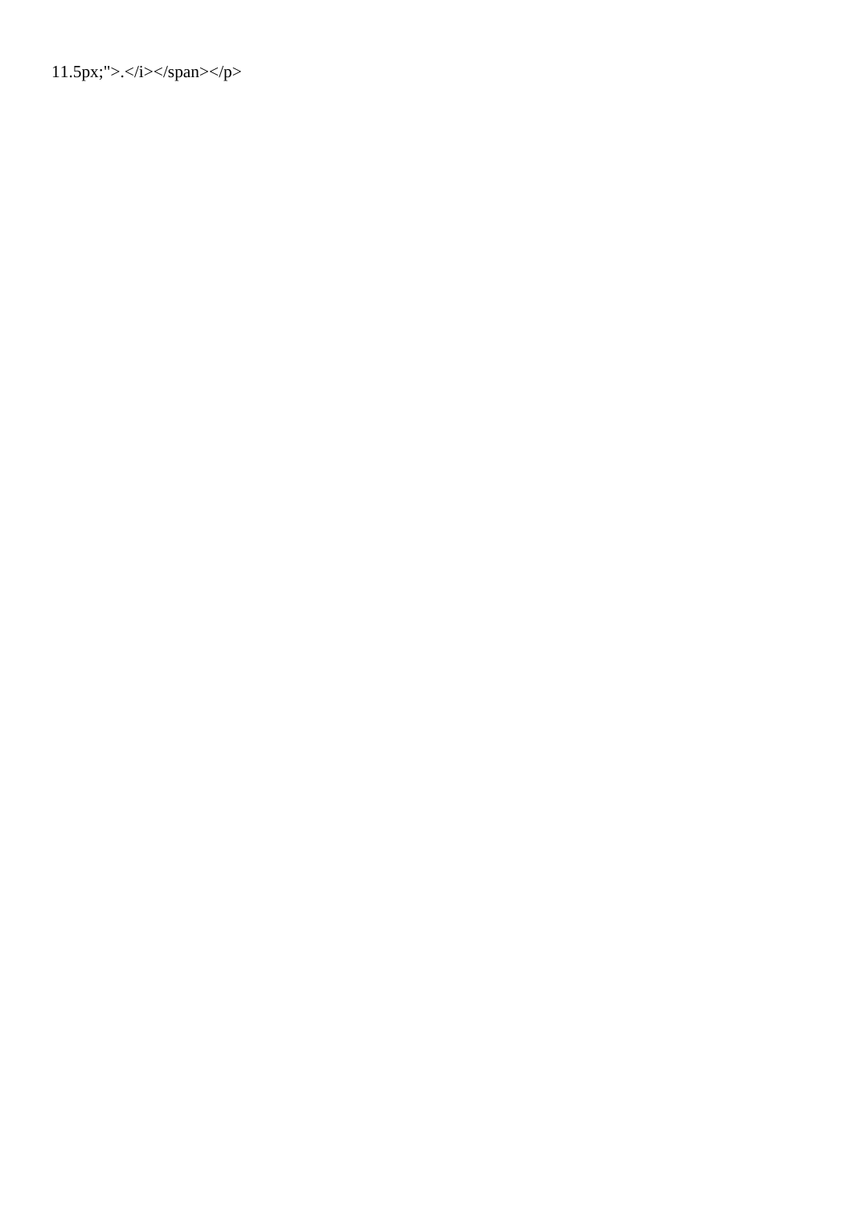11.5px;">.</i></span></p>